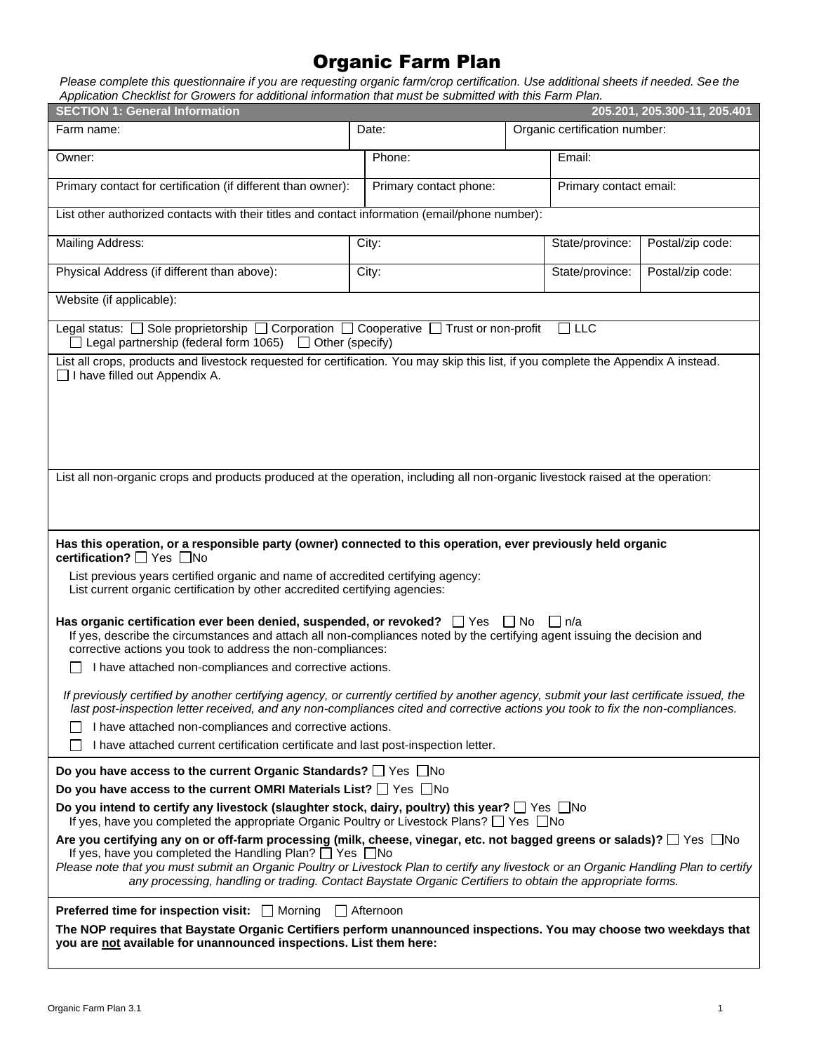# Organic Farm Plan

*Please complete this questionnaire if you are requesting organic farm/crop certification. Use additional sheets if needed. See the Application Checklist for Growers for additional information that must be submitted with this Farm Plan.*

## SECTION 1: General Information — 205.201, 205.300-11, 205.401

| Farm name: | Date: | Organic certification number: | |
|---|---|---|---|
| Owner: | Phone: | Email: | |
| Primary contact for certification (if different than owner): | Primary contact phone: | Primary contact email: | |
| List other authorized contacts with their titles and contact information (email/phone number): | | | |
| Mailing Address: | City: | State/province: | Postal/zip code: |
| Physical Address (if different than above): | City: | State/province: | Postal/zip code: |
| Website (if applicable): | | | |

Legal status: ☐ Sole proprietorship ☐ Corporation ☐ Cooperative ☐ Trust or non-profit ☐ LLC
☐ Legal partnership (federal form 1065) ☐ Other (specify)

List all crops, products and livestock requested for certification. You may skip this list, if you complete the Appendix A instead.
☐ I have filled out Appendix A.

List all non-organic crops and products produced at the operation, including all non-organic livestock raised at the operation:

**Has this operation, or a responsible party (owner) connected to this operation, ever previously held organic certification?** ☐ Yes ☐No

List previous years certified organic and name of accredited certifying agency:
List current organic certification by other accredited certifying agencies:

**Has organic certification ever been denied, suspended, or revoked?** ☐ Yes ☐ No ☐ n/a
If yes, describe the circumstances and attach all non-compliances noted by the certifying agent issuing the decision and corrective actions you took to address the non-compliances:

☐ I have attached non-compliances and corrective actions.

*If previously certified by another certifying agency, or currently certified by another agency, submit your last certificate issued, the last post-inspection letter received, and any non-compliances cited and corrective actions you took to fix the non-compliances.*

☐ I have attached non-compliances and corrective actions.

☐ I have attached current certification certificate and last post-inspection letter.

**Do you have access to the current Organic Standards?** ☐ Yes ☐No

**Do you have access to the current OMRI Materials List?** ☐ Yes ☐No

**Do you intend to certify any livestock (slaughter stock, dairy, poultry) this year?** ☐ Yes ☐No
If yes, have you completed the appropriate Organic Poultry or Livestock Plans? ☐ Yes ☐No

**Are you certifying any on or off-farm processing (milk, cheese, vinegar, etc. not bagged greens or salads)?** ☐ Yes ☐No
If yes, have you completed the Handling Plan? ☐ Yes ☐No
*Please note that you must submit an Organic Poultry or Livestock Plan to certify any livestock or an Organic Handling Plan to certify any processing, handling or trading. Contact Baystate Organic Certifiers to obtain the appropriate forms.*

**Preferred time for inspection visit:** ☐ Morning ☐ Afternoon

**The NOP requires that Baystate Organic Certifiers perform unannounced inspections. You may choose two weekdays that you are not available for unannounced inspections. List them here:**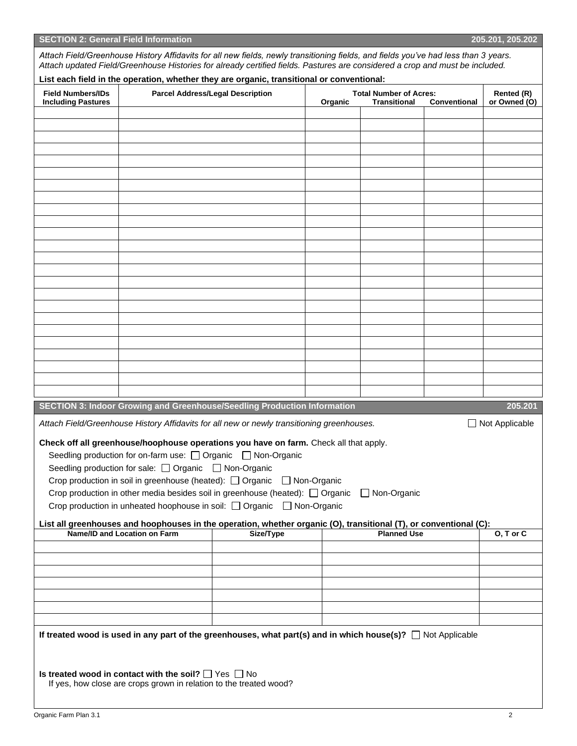## SECTION 2: General Field Information 205.201, 205.202

*Attach Field/Greenhouse History Affidavits for all new fields, newly transitioning fields, and fields you've had less than 3 years. Attach updated Field/Greenhouse Histories for already certified fields. Pastures are considered a crop and must be included.*

**List each field in the operation, whether they are organic, transitional or conventional:**

| Field Numbers/IDs Including Pastures | Parcel Address/Legal Description | Total Number of Acres: Organic | Transitional | Conventional | Rented (R) or Owned (O) |
|---|---|---|---|---|---|
| | | | | | |
| | | | | | |
| | | | | | |
| | | | | | |
| | | | | | |
| | | | | | |
| | | | | | |
| | | | | | |
| | | | | | |
| | | | | | |
| | | | | | |
| | | | | | |
| | | | | | |
| | | | | | |
| | | | | | |
| | | | | | |
| | | | | | |
| | | | | | |
| | | | | | |
| | | | | | |
| | | | | | |
| | | | | | |
| | | | | | |
| | | | | | |

## SECTION 3: Indoor Growing and Greenhouse/Seedling Production Information 205.201

*Attach Field/Greenhouse History Affidavits for all new or newly transitioning greenhouses.* ☐ Not Applicable

**Check off all greenhouse/hoophouse operations you have on farm.** Check all that apply.

- Seedling production for on-farm use: ☐ Organic ☐ Non-Organic
- Seedling production for sale: ☐ Organic ☐ Non-Organic
- Crop production in soil in greenhouse (heated): ☐ Organic ☐ Non-Organic
- Crop production in other media besides soil in greenhouse (heated): ☐ Organic ☐ Non-Organic
- Crop production in unheated hoophouse in soil: ☐ Organic ☐ Non-Organic

**List all greenhouses and hoophouses in the operation, whether organic (O), transitional (T), or conventional (C):**

| Name/ID and Location on Farm | Size/Type | Planned Use | O, T or C |
|---|---|---|---|
| | | | |
| | | | |
| | | | |
| | | | |
| | | | |
| | | | |
| | | | |

**If treated wood is used in any part of the greenhouses, what part(s) and in which house(s)?** ☐ Not Applicable

**Is treated wood in contact with the soil?** ☐ Yes ☐ No
If yes, how close are crops grown in relation to the treated wood?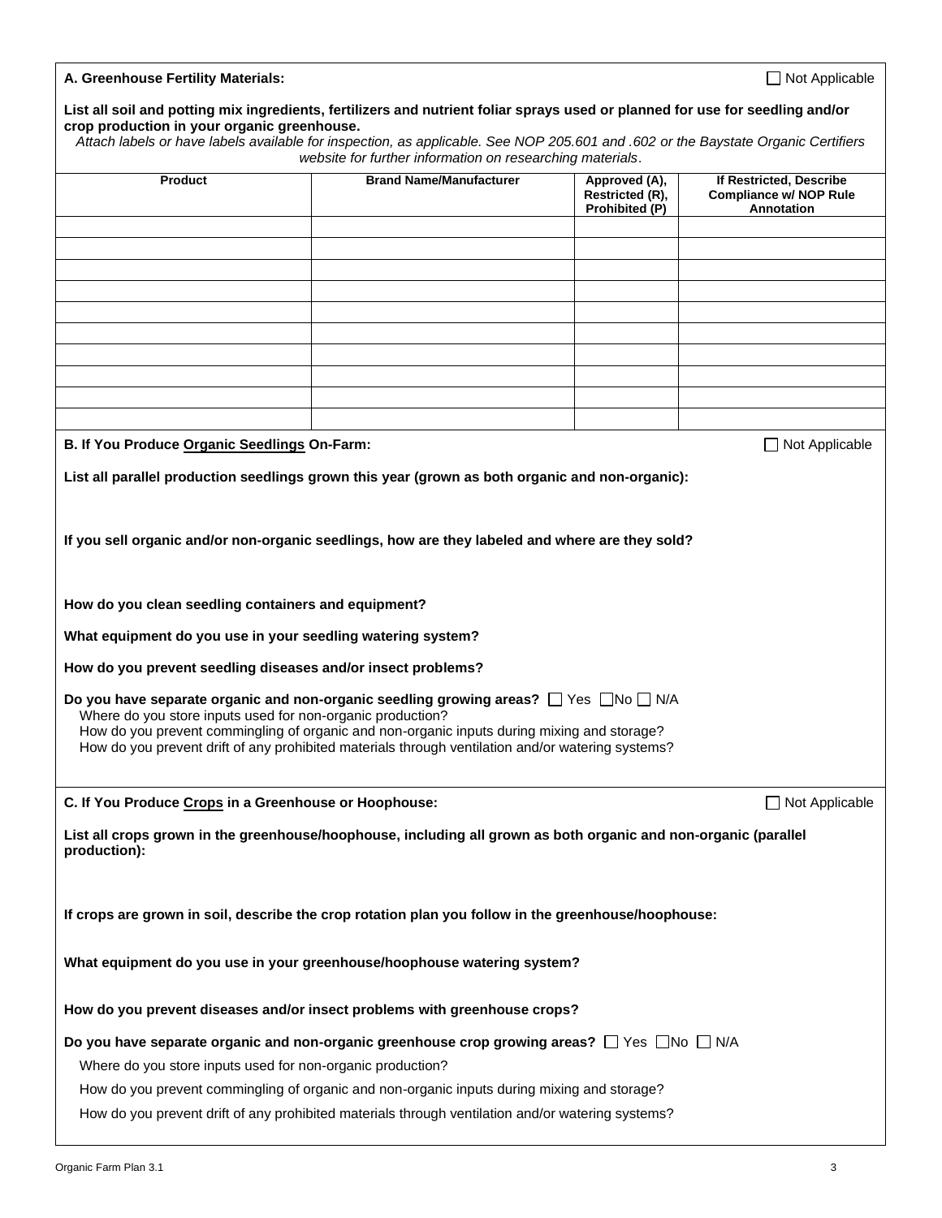**A. Greenhouse Fertility Materials:** ☐ Not Applicable

**List all soil and potting mix ingredients, fertilizers and nutrient foliar sprays used or planned for use for seedling and/or crop production in your organic greenhouse.**

*Attach labels or have labels available for inspection, as applicable. See NOP 205.601 and .602 or the Baystate Organic Certifiers website for further information on researching materials*.

| Product | Brand Name/Manufacturer | Approved (A), Restricted (R), Prohibited (P) | If Restricted, Describe Compliance w/ NOP Rule Annotation |
|---|---|---|---|
| | | | |
| | | | |
| | | | |
| | | | |
| | | | |
| | | | |
| | | | |
| | | | |
| | | | |
| | | | |

**B. If You Produce Organic Seedlings On-Farm:** ☐ Not Applicable

**List all parallel production seedlings grown this year (grown as both organic and non-organic):**

**If you sell organic and/or non-organic seedlings, how are they labeled and where are they sold?**

**How do you clean seedling containers and equipment?**

**What equipment do you use in your seedling watering system?**

**How do you prevent seedling diseases and/or insect problems?**

**Do you have separate organic and non-organic seedling growing areas?** ☐ Yes ☐ No ☐ N/A

Where do you store inputs used for non-organic production?

How do you prevent commingling of organic and non-organic inputs during mixing and storage?

How do you prevent drift of any prohibited materials through ventilation and/or watering systems?

**C. If You Produce Crops in a Greenhouse or Hoophouse:** ☐ Not Applicable

**List all crops grown in the greenhouse/hoophouse, including all grown as both organic and non-organic (parallel production):**

**If crops are grown in soil, describe the crop rotation plan you follow in the greenhouse/hoophouse:**

**What equipment do you use in your greenhouse/hoophouse watering system?**

**How do you prevent diseases and/or insect problems with greenhouse crops?**

**Do you have separate organic and non-organic greenhouse crop growing areas?** ☐ Yes ☐ No ☐ N/A

Where do you store inputs used for non-organic production?

How do you prevent commingling of organic and non-organic inputs during mixing and storage?

How do you prevent drift of any prohibited materials through ventilation and/or watering systems?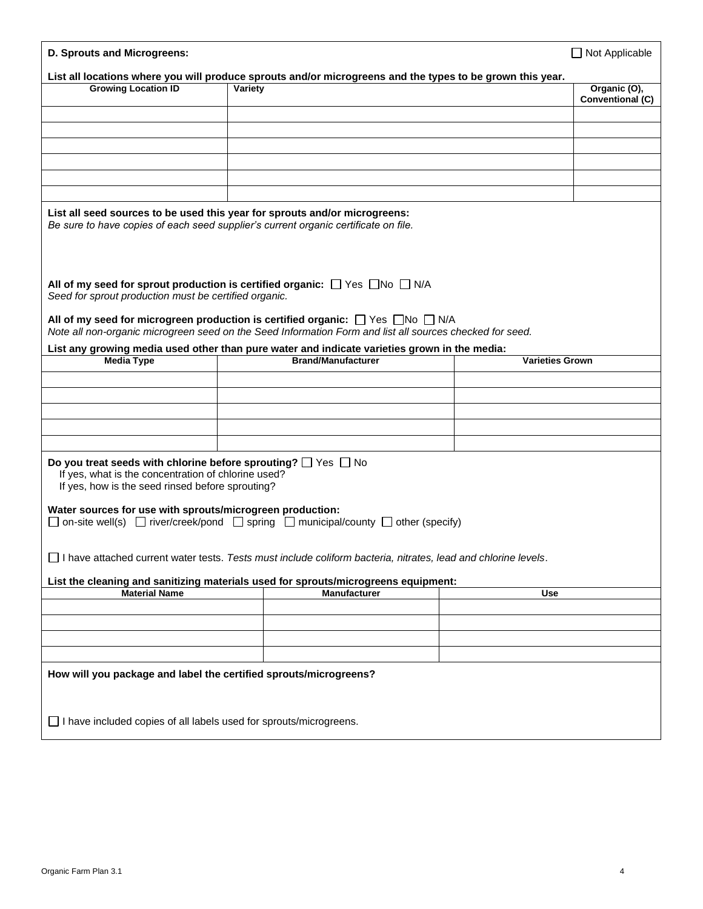**D. Sprouts and Microgreens:** ☐ Not Applicable

**List all locations where you will produce sprouts and/or microgreens and the types to be grown this year.**

| Growing Location ID | Variety | Organic (O), Conventional (C) |
|---|---|---|
| | | |
| | | |
| | | |
| | | |
| | | |
| | | |

**List all seed sources to be used this year for sprouts and/or microgreens:**
*Be sure to have copies of each seed supplier's current organic certificate on file.*

**All of my seed for sprout production is certified organic:** ☐ Yes ☐ No ☐ N/A
*Seed for sprout production must be certified organic.*

**All of my seed for microgreen production is certified organic:** ☐ Yes ☐ No ☐ N/A
*Note all non-organic microgreen seed on the Seed Information Form and list all sources checked for seed.*

**List any growing media used other than pure water and indicate varieties grown in the media:**

| Media Type | Brand/Manufacturer | Varieties Grown |
|---|---|---|
| | | |
| | | |
| | | |
| | | |
| | | |

**Do you treat seeds with chlorine before sprouting?** ☐ Yes ☐ No
If yes, what is the concentration of chlorine used?
If yes, how is the seed rinsed before sprouting?

**Water sources for use with sprouts/microgreen production:**
☐ on-site well(s) ☐ river/creek/pond ☐ spring ☐ municipal/county ☐ other (specify)

☐ I have attached current water tests. *Tests must include coliform bacteria, nitrates, lead and chlorine levels*.

**List the cleaning and sanitizing materials used for sprouts/microgreens equipment:**

| Material Name | Manufacturer | Use |
|---|---|---|
| | | |
| | | |
| | | |
| | | |

**How will you package and label the certified sprouts/microgreens?**

☐ I have included copies of all labels used for sprouts/microgreens.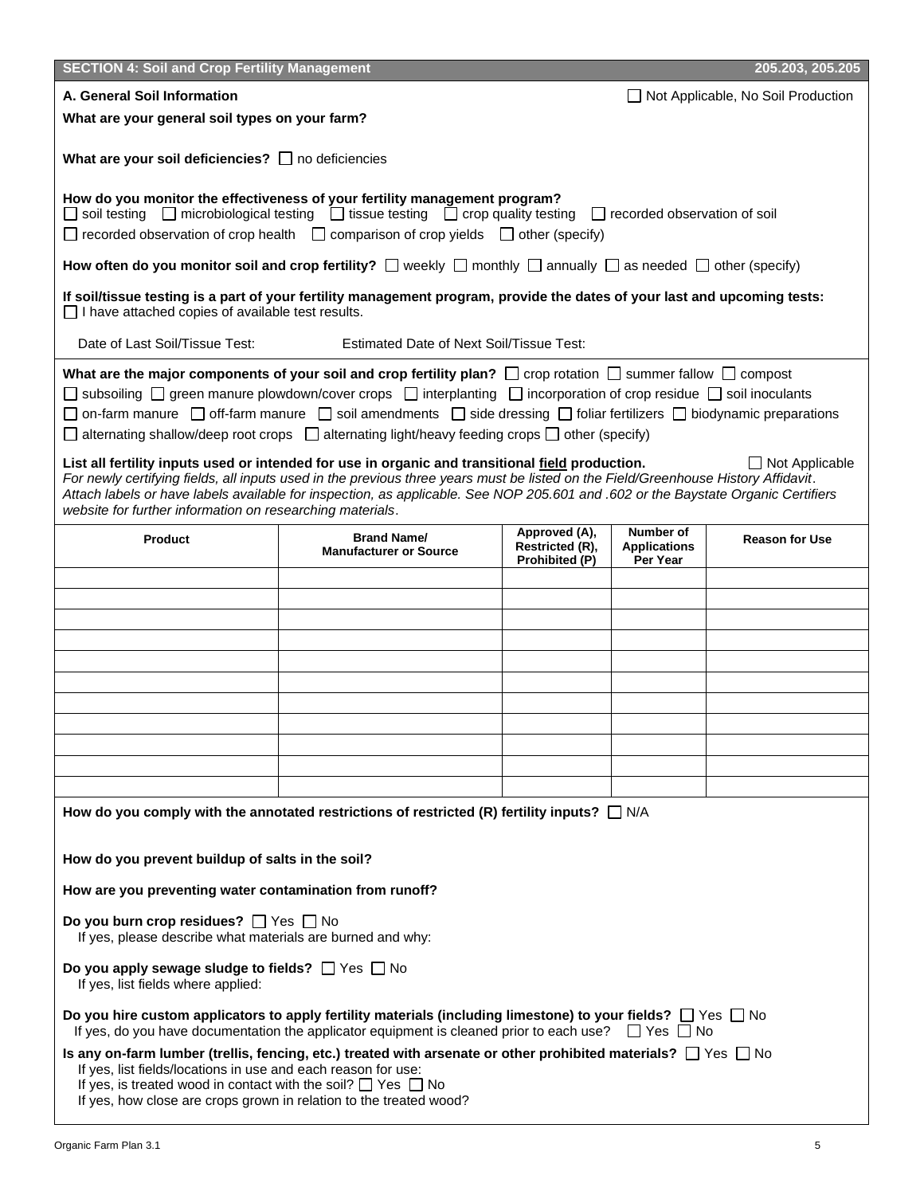## SECTION 4: Soil and Crop Fertility Management 205.203, 205.205

**A. General Soil Information** ☐ Not Applicable, No Soil Production

**What are your general soil types on your farm?**

**What are your soil deficiencies?** ☐ no deficiencies

**How do you monitor the effectiveness of your fertility management program?**
☐ soil testing ☐ microbiological testing ☐ tissue testing ☐ crop quality testing ☐ recorded observation of soil
☐ recorded observation of crop health ☐ comparison of crop yields ☐ other (specify)

**How often do you monitor soil and crop fertility?** ☐ weekly ☐ monthly ☐ annually ☐ as needed ☐ other (specify)

**If soil/tissue testing is a part of your fertility management program, provide the dates of your last and upcoming tests:**
☐ I have attached copies of available test results.

Date of Last Soil/Tissue Test: Estimated Date of Next Soil/Tissue Test:

**What are the major components of your soil and crop fertility plan?** ☐ crop rotation ☐ summer fallow ☐ compost
☐ subsoiling ☐ green manure plowdown/cover crops ☐ interplanting ☐ incorporation of crop residue ☐ soil inoculants
☐ on-farm manure ☐ off-farm manure ☐ soil amendments ☐ side dressing ☐ foliar fertilizers ☐ biodynamic preparations
☐ alternating shallow/deep root crops ☐ alternating light/heavy feeding crops ☐ other (specify)

**List all fertility inputs used or intended for use in organic and transitional field production.** ☐ Not Applicable
*For newly certifying fields, all inputs used in the previous three years must be listed on the Field/Greenhouse History Affidavit. Attach labels or have labels available for inspection, as applicable. See NOP 205.601 and .602 or the Baystate Organic Certifiers website for further information on researching materials.*

| Product | Brand Name/ Manufacturer or Source | Approved (A), Restricted (R), Prohibited (P) | Number of Applications Per Year | Reason for Use |
|---|---|---|---|---|
| | | | | |
| | | | | |
| | | | | |
| | | | | |
| | | | | |
| | | | | |
| | | | | |
| | | | | |
| | | | | |
| | | | | |
| | | | | |

**How do you comply with the annotated restrictions of restricted (R) fertility inputs?** ☐ N/A

**How do you prevent buildup of salts in the soil?**

**How are you preventing water contamination from runoff?**

**Do you burn crop residues?** ☐ Yes ☐ No
If yes, please describe what materials are burned and why:

**Do you apply sewage sludge to fields?** ☐ Yes ☐ No
If yes, list fields where applied:

**Do you hire custom applicators to apply fertility materials (including limestone) to your fields?** ☐ Yes ☐ No
If yes, do you have documentation the applicator equipment is cleaned prior to each use? ☐ Yes ☐ No

**Is any on-farm lumber (trellis, fencing, etc.) treated with arsenate or other prohibited materials?** ☐ Yes ☐ No
If yes, list fields/locations in use and each reason for use:
If yes, is treated wood in contact with the soil? ☐ Yes ☐ No
If yes, how close are crops grown in relation to the treated wood?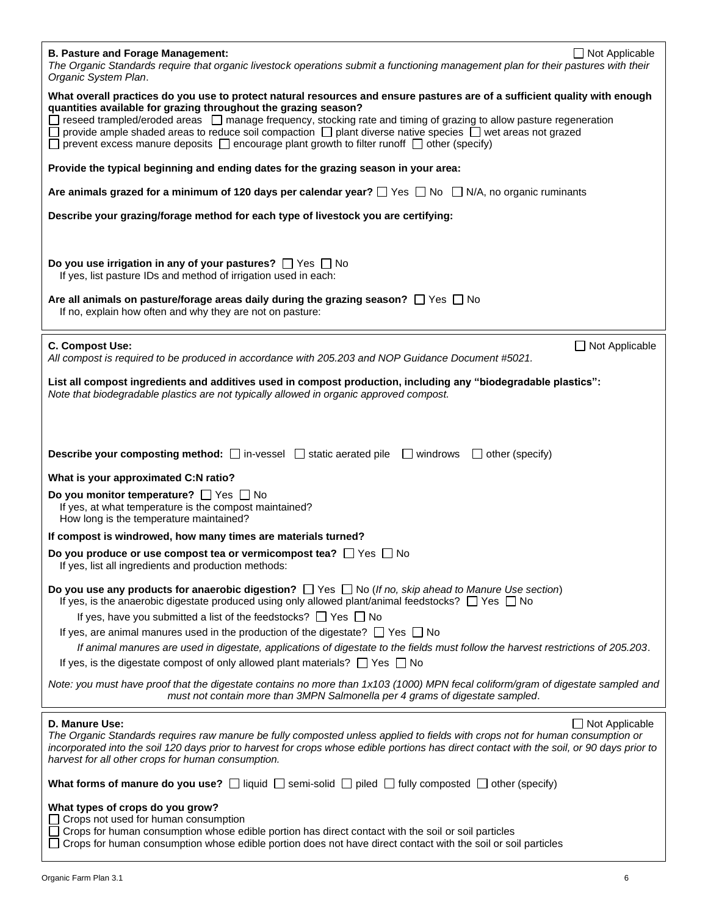**B. Pasture and Forage Management:** ☐ Not Applicable

*The Organic Standards require that organic livestock operations submit a functioning management plan for their pastures with their Organic System Plan.*

**What overall practices do you use to protect natural resources and ensure pastures are of a sufficient quality with enough quantities available for grazing throughout the grazing season?**

☐ reseed trampled/eroded areas ☐ manage frequency, stocking rate and timing of grazing to allow pasture regeneration
☐ provide ample shaded areas to reduce soil compaction ☐ plant diverse native species ☐ wet areas not grazed
☐ prevent excess manure deposits ☐ encourage plant growth to filter runoff ☐ other (specify)

**Provide the typical beginning and ending dates for the grazing season in your area:**

**Are animals grazed for a minimum of 120 days per calendar year?** ☐ Yes ☐ No ☐ N/A, no organic ruminants

**Describe your grazing/forage method for each type of livestock you are certifying:**

**Do you use irrigation in any of your pastures?** ☐ Yes ☐ No
If yes, list pasture IDs and method of irrigation used in each:

**Are all animals on pasture/forage areas daily during the grazing season?** ☐ Yes ☐ No
If no, explain how often and why they are not on pasture:

**C. Compost Use:** ☐ Not Applicable

*All compost is required to be produced in accordance with 205.203 and NOP Guidance Document #5021.*

**List all compost ingredients and additives used in compost production, including any "biodegradable plastics":**
*Note that biodegradable plastics are not typically allowed in organic approved compost.*

**Describe your composting method:** ☐ in-vessel ☐ static aerated pile ☐ windrows ☐ other (specify)

**What is your approximated C:N ratio?**

**Do you monitor temperature?** ☐ Yes ☐ No
If yes, at what temperature is the compost maintained?
How long is the temperature maintained?

**If compost is windrowed, how many times are materials turned?**

**Do you produce or use compost tea or vermicompost tea?** ☐ Yes ☐ No
If yes, list all ingredients and production methods:

**Do you use any products for anaerobic digestion?** ☐ Yes ☐ No (*If no, skip ahead to Manure Use section*)
If yes, is the anaerobic digestate produced using only allowed plant/animal feedstocks? ☐ Yes ☐ No

If yes, have you submitted a list of the feedstocks? ☐ Yes ☐ No

If yes, are animal manures used in the production of the digestate? ☐ Yes ☐ No

*If animal manures are used in digestate, applications of digestate to the fields must follow the harvest restrictions of 205.203.*

If yes, is the digestate compost of only allowed plant materials? ☐ Yes ☐ No

*Note: you must have proof that the digestate contains no more than 1x103 (1000) MPN fecal coliform/gram of digestate sampled and must not contain more than 3MPN Salmonella per 4 grams of digestate sampled.*

**D. Manure Use:** ☐ Not Applicable

*The Organic Standards requires raw manure be fully composted unless applied to fields with crops not for human consumption or incorporated into the soil 120 days prior to harvest for crops whose edible portions has direct contact with the soil, or 90 days prior to harvest for all other crops for human consumption.*

**What forms of manure do you use?** ☐ liquid ☐ semi-solid ☐ piled ☐ fully composted ☐ other (specify)

**What types of crops do you grow?**
☐ Crops not used for human consumption
☐ Crops for human consumption whose edible portion has direct contact with the soil or soil particles
☐ Crops for human consumption whose edible portion does not have direct contact with the soil or soil particles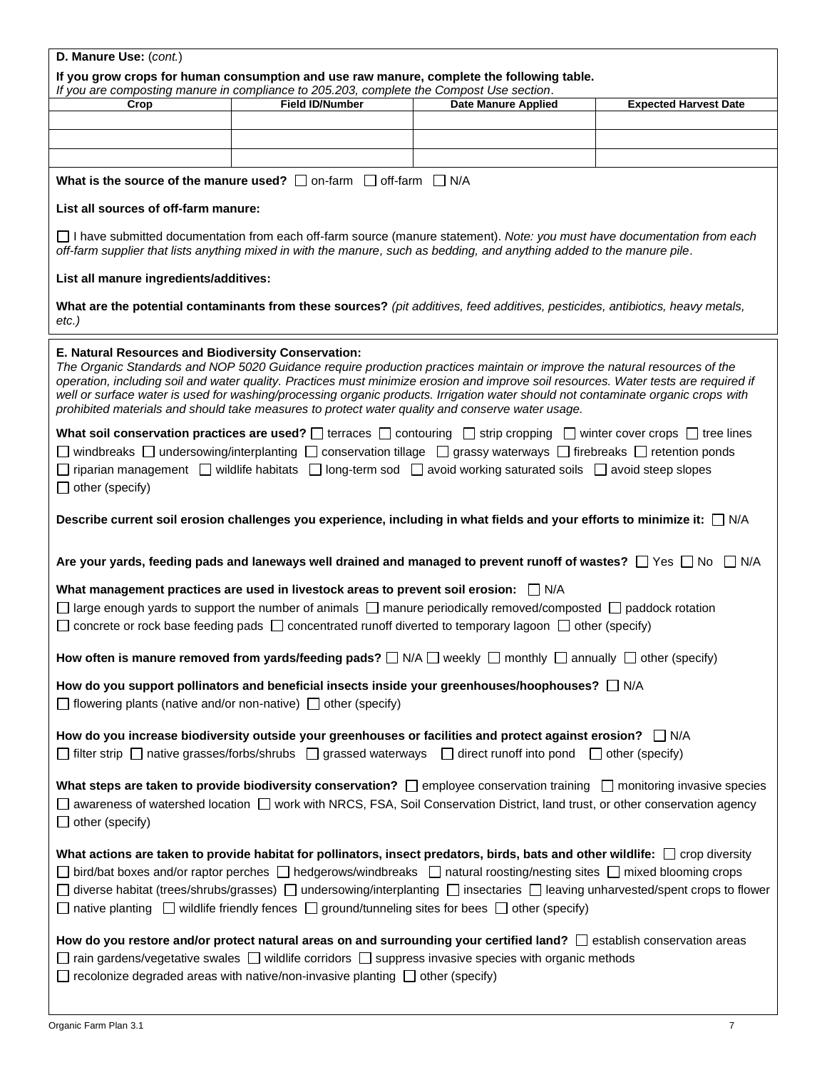**D. Manure Use:** (*cont.*)

**If you grow crops for human consumption and use raw manure, complete the following table.**
*If you are composting manure in compliance to 205.203, complete the Compost Use section*.

| Crop | Field ID/Number | Date Manure Applied | Expected Harvest Date |
|---|---|---|---|
| | | | |
| | | | |
| | | | |

**What is the source of the manure used?** ☐ on-farm ☐ off-farm ☐ N/A

**List all sources of off-farm manure:**

☐ I have submitted documentation from each off-farm source (manure statement). *Note: you must have documentation from each off-farm supplier that lists anything mixed in with the manure, such as bedding, and anything added to the manure pile*.

**List all manure ingredients/additives:**

**What are the potential contaminants from these sources?** *(pit additives, feed additives, pesticides, antibiotics, heavy metals, etc.)*

**E. Natural Resources and Biodiversity Conservation:**
*The Organic Standards and NOP 5020 Guidance require production practices maintain or improve the natural resources of the operation, including soil and water quality. Practices must minimize erosion and improve soil resources. Water tests are required if well or surface water is used for washing/processing organic products. Irrigation water should not contaminate organic crops with prohibited materials and should take measures to protect water quality and conserve water usage.*

**What soil conservation practices are used?** ☐ terraces ☐ contouring ☐ strip cropping ☐ winter cover crops ☐ tree lines ☐ windbreaks ☐ undersowing/interplanting ☐ conservation tillage ☐ grassy waterways ☐ firebreaks ☐ retention ponds ☐ riparian management ☐ wildlife habitats ☐ long-term sod ☐ avoid working saturated soils ☐ avoid steep slopes ☐ other (specify)

**Describe current soil erosion challenges you experience, including in what fields and your efforts to minimize it:** ☐ N/A

**Are your yards, feeding pads and laneways well drained and managed to prevent runoff of wastes?** ☐ Yes ☐ No ☐ N/A

**What management practices are used in livestock areas to prevent soil erosion:** ☐ N/A
☐ large enough yards to support the number of animals ☐ manure periodically removed/composted ☐ paddock rotation
☐ concrete or rock base feeding pads ☐ concentrated runoff diverted to temporary lagoon ☐ other (specify)

**How often is manure removed from yards/feeding pads?** ☐ N/A ☐ weekly ☐ monthly ☐ annually ☐ other (specify)

**How do you support pollinators and beneficial insects inside your greenhouses/hoophouses?** ☐ N/A
☐ flowering plants (native and/or non-native) ☐ other (specify)

**How do you increase biodiversity outside your greenhouses or facilities and protect against erosion?** ☐ N/A
☐ filter strip ☐ native grasses/forbs/shrubs ☐ grassed waterways ☐ direct runoff into pond ☐ other (specify)

**What steps are taken to provide biodiversity conservation?** ☐ employee conservation training ☐ monitoring invasive species ☐ awareness of watershed location ☐ work with NRCS, FSA, Soil Conservation District, land trust, or other conservation agency ☐ other (specify)

**What actions are taken to provide habitat for pollinators, insect predators, birds, bats and other wildlife:** ☐ crop diversity ☐ bird/bat boxes and/or raptor perches ☐ hedgerows/windbreaks ☐ natural roosting/nesting sites ☐ mixed blooming crops ☐ diverse habitat (trees/shrubs/grasses) ☐ undersowing/interplanting ☐ insectaries ☐ leaving unharvested/spent crops to flower ☐ native planting ☐ wildlife friendly fences ☐ ground/tunneling sites for bees ☐ other (specify)

**How do you restore and/or protect natural areas on and surrounding your certified land?** ☐ establish conservation areas ☐ rain gardens/vegetative swales ☐ wildlife corridors ☐ suppress invasive species with organic methods ☐ recolonize degraded areas with native/non-invasive planting ☐ other (specify)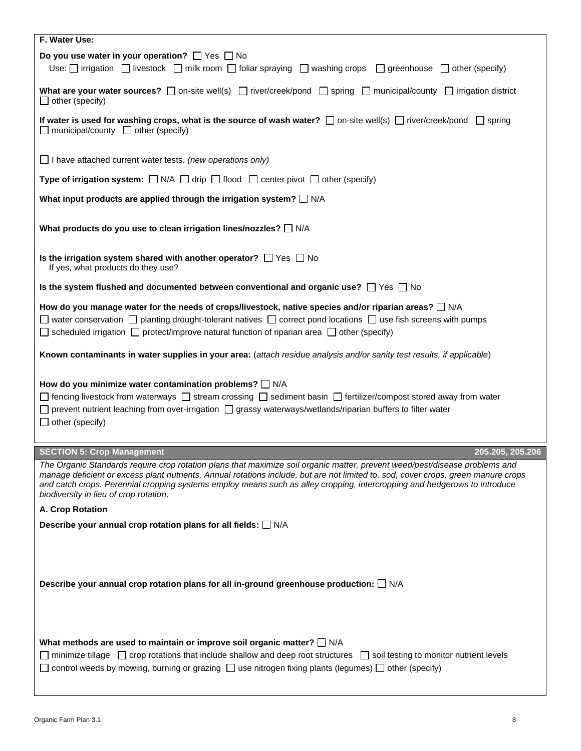**F. Water Use:**

**Do you use water in your operation?** ☐ Yes ☐ No

Use: ☐ irrigation ☐ livestock ☐ milk room ☐ foliar spraying ☐ washing crops ☐ greenhouse ☐ other (specify)

**What are your water sources?** ☐ on-site well(s) ☐ river/creek/pond ☐ spring ☐ municipal/county ☐ irrigation district ☐ other (specify)

**If water is used for washing crops, what is the source of wash water?** ☐ on-site well(s) ☐ river/creek/pond ☐ spring ☐ municipal/county ☐ other (specify)

☐ I have attached current water tests. *(new operations only)*

**Type of irrigation system:** ☐ N/A ☐ drip ☐ flood ☐ center pivot ☐ other (specify)

**What input products are applied through the irrigation system?** ☐ N/A

**What products do you use to clean irrigation lines/nozzles?** ☐ N/A

**Is the irrigation system shared with another operator?** ☐ Yes ☐ No
If yes, what products do they use?

**Is the system flushed and documented between conventional and organic use?** ☐ Yes ☐ No

**How do you manage water for the needs of crops/livestock, native species and/or riparian areas?** ☐ N/A

☐ water conservation ☐ planting drought-tolerant natives ☐ correct pond locations ☐ use fish screens with pumps
☐ scheduled irrigation ☐ protect/improve natural function of riparian area ☐ other (specify)

**Known contaminants in water supplies in your area:** (*attach residue analysis and/or sanity test results, if applicable*)

**How do you minimize water contamination problems?** ☐ N/A

☐ fencing livestock from waterways ☐ stream crossing ☐ sediment basin ☐ fertilizer/compost stored away from water
☐ prevent nutrient leaching from over-irrigation ☐ grassy waterways/wetlands/riparian buffers to filter water
☐ other (specify)

## SECTION 5: Crop Management — 205.205, 205.206

*The Organic Standards require crop rotation plans that maximize soil organic matter, prevent weed/pest/disease problems and manage deficient or excess plant nutrients. Annual rotations include, but are not limited to, sod, cover crops, green manure crops and catch crops. Perennial cropping systems employ means such as alley cropping, intercropping and hedgerows to introduce biodiversity in lieu of crop rotation.*

**A. Crop Rotation**

**Describe your annual crop rotation plans for all fields:** ☐ N/A

**Describe your annual crop rotation plans for all in-ground greenhouse production:** ☐ N/A

**What methods are used to maintain or improve soil organic matter?** ☐ N/A

☐ minimize tillage ☐ crop rotations that include shallow and deep root structures ☐ soil testing to monitor nutrient levels
☐ control weeds by mowing, burning or grazing ☐ use nitrogen fixing plants (legumes) ☐ other (specify)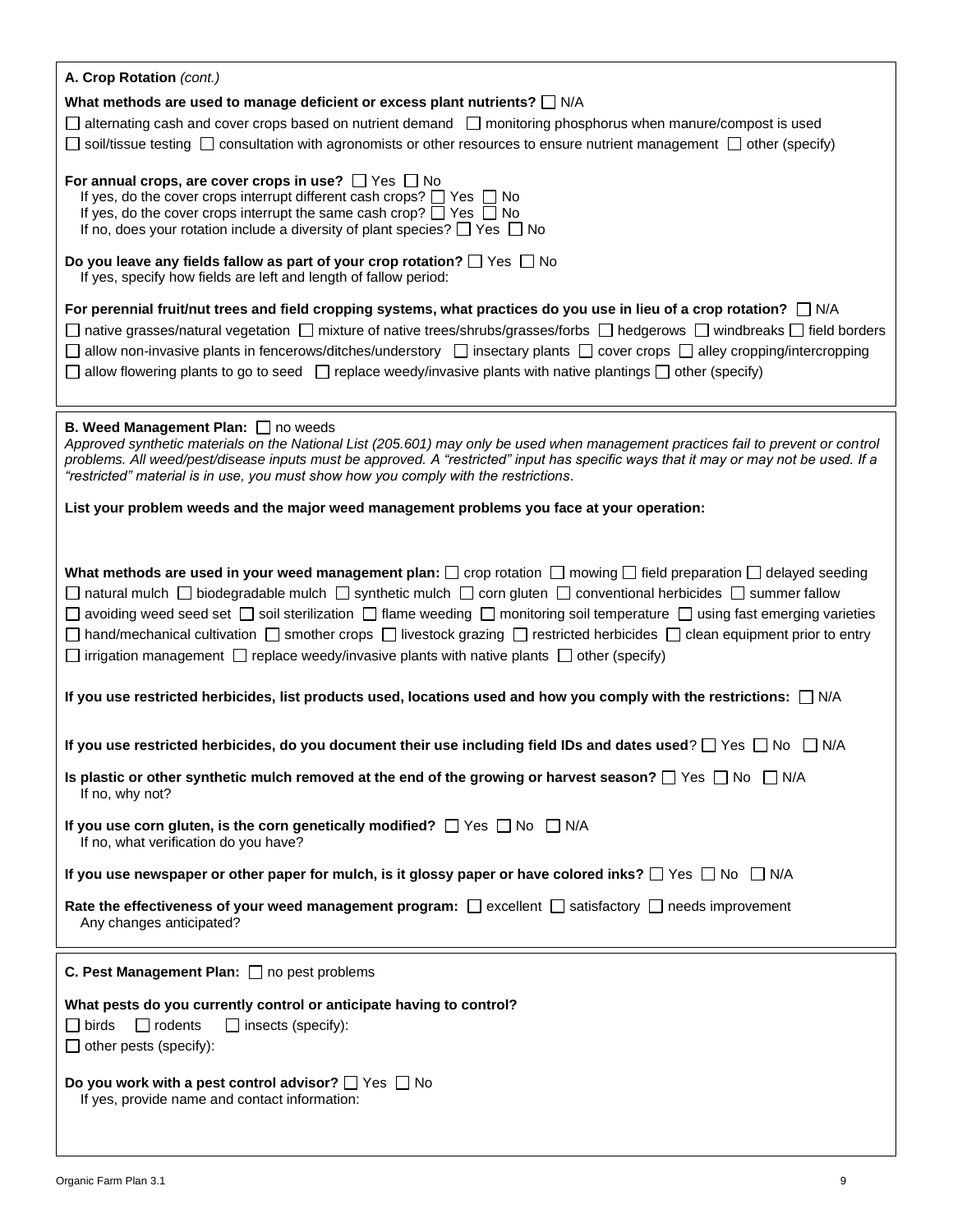**A. Crop Rotation** *(cont.)*

**What methods are used to manage deficient or excess plant nutrients?** ☐ N/A

☐ alternating cash and cover crops based on nutrient demand ☐ monitoring phosphorus when manure/compost is used

☐ soil/tissue testing ☐ consultation with agronomists or other resources to ensure nutrient management ☐ other (specify)

**For annual crops, are cover crops in use?** ☐ Yes ☐ No

If yes, do the cover crops interrupt different cash crops? ☐ Yes ☐ No

If yes, do the cover crops interrupt the same cash crop? ☐ Yes ☐ No

If no, does your rotation include a diversity of plant species? ☐ Yes ☐ No

**Do you leave any fields fallow as part of your crop rotation?** ☐ Yes ☐ No

If yes, specify how fields are left and length of fallow period:

**For perennial fruit/nut trees and field cropping systems, what practices do you use in lieu of a crop rotation?** ☐ N/A

☐ native grasses/natural vegetation ☐ mixture of native trees/shrubs/grasses/forbs ☐ hedgerows ☐ windbreaks ☐ field borders

☐ allow non-invasive plants in fencerows/ditches/understory ☐ insectary plants ☐ cover crops ☐ alley cropping/intercropping

☐ allow flowering plants to go to seed ☐ replace weedy/invasive plants with native plantings ☐ other (specify)

**B. Weed Management Plan:** ☐ no weeds

*Approved synthetic materials on the National List (205.601) may only be used when management practices fail to prevent or control problems. All weed/pest/disease inputs must be approved. A "restricted" input has specific ways that it may or may not be used. If a "restricted" material is in use, you must show how you comply with the restrictions.*

**List your problem weeds and the major weed management problems you face at your operation:**

**What methods are used in your weed management plan:** ☐ crop rotation ☐ mowing ☐ field preparation ☐ delayed seeding

☐ natural mulch ☐ biodegradable mulch ☐ synthetic mulch ☐ corn gluten ☐ conventional herbicides ☐ summer fallow

☐ avoiding weed seed set ☐ soil sterilization ☐ flame weeding ☐ monitoring soil temperature ☐ using fast emerging varieties

☐ hand/mechanical cultivation ☐ smother crops ☐ livestock grazing ☐ restricted herbicides ☐ clean equipment prior to entry

☐ irrigation management ☐ replace weedy/invasive plants with native plants ☐ other (specify)

**If you use restricted herbicides, list products used, locations used and how you comply with the restrictions:** ☐ N/A

**If you use restricted herbicides, do you document their use including field IDs and dates used**? ☐ Yes ☐ No ☐ N/A

**Is plastic or other synthetic mulch removed at the end of the growing or harvest season?** ☐ Yes ☐ No ☐ N/A

If no, why not?

**If you use corn gluten, is the corn genetically modified?** ☐ Yes ☐ No ☐ N/A

If no, what verification do you have?

**If you use newspaper or other paper for mulch, is it glossy paper or have colored inks?** ☐ Yes ☐ No ☐ N/A

**Rate the effectiveness of your weed management program:** ☐ excellent ☐ satisfactory ☐ needs improvement

Any changes anticipated?

**C. Pest Management Plan:** ☐ no pest problems

**What pests do you currently control or anticipate having to control?**

☐ birds ☐ rodents ☐ insects (specify):

☐ other pests (specify):

**Do you work with a pest control advisor?** ☐ Yes ☐ No

If yes, provide name and contact information: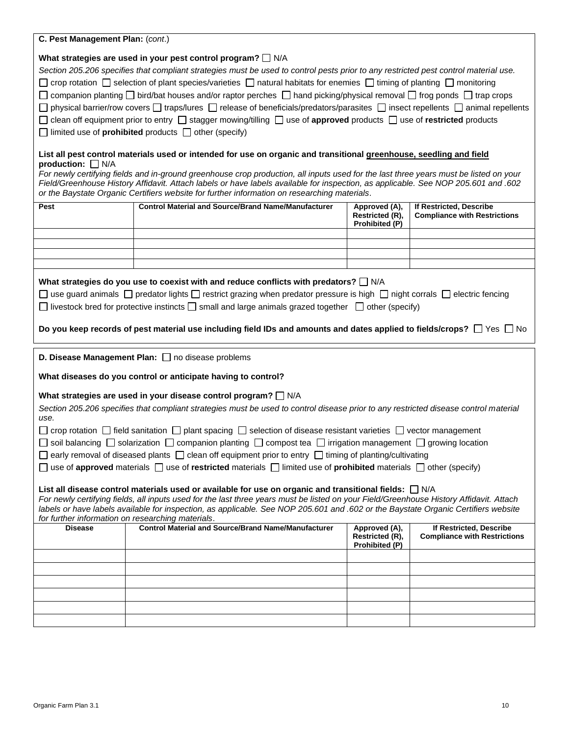**C. Pest Management Plan:** (*cont*.)

**What strategies are used in your pest control program?** ☐ N/A

*Section 205.206 specifies that compliant strategies must be used to control pests prior to any restricted pest control material use.*

☐ crop rotation ☐ selection of plant species/varieties ☐ natural habitats for enemies ☐ timing of planting ☐ monitoring
☐ companion planting ☐ bird/bat houses and/or raptor perches ☐ hand picking/physical removal ☐ frog ponds ☐ trap crops
☐ physical barrier/row covers ☐ traps/lures ☐ release of beneficials/predators/parasites ☐ insect repellents ☐ animal repellents
☐ clean off equipment prior to entry ☐ stagger mowing/tilling ☐ use of **approved** products ☐ use of **restricted** products
☐ limited use of **prohibited** products ☐ other (specify)

**List all pest control materials used or intended for use on organic and transitional greenhouse, seedling and field production:** ☐ N/A

*For newly certifying fields and in-ground greenhouse crop production, all inputs used for the last three years must be listed on your Field/Greenhouse History Affidavit. Attach labels or have labels available for inspection, as applicable. See NOP 205.601 and .602 or the Baystate Organic Certifiers website for further information on researching materials*.

| Pest | Control Material and Source/Brand Name/Manufacturer | Approved (A), Restricted (R), Prohibited (P) | If Restricted, Describe Compliance with Restrictions |
|---|---|---|---|
| | | | |
| | | | |
| | | | |
| | | | |

**What strategies do you use to coexist with and reduce conflicts with predators?** ☐ N/A

☐ use guard animals ☐ predator lights ☐ restrict grazing when predator pressure is high ☐ night corrals ☐ electric fencing
☐ livestock bred for protective instincts ☐ small and large animals grazed together ☐ other (specify)

**Do you keep records of pest material use including field IDs and amounts and dates applied to fields/crops?** ☐ Yes ☐ No

**D. Disease Management Plan:** ☐ no disease problems

**What diseases do you control or anticipate having to control?**

**What strategies are used in your disease control program?** ☐ N/A

*Section 205.206 specifies that compliant strategies must be used to control disease prior to any restricted disease control material use.*

☐ crop rotation ☐ field sanitation ☐ plant spacing ☐ selection of disease resistant varieties ☐ vector management
☐ soil balancing ☐ solarization ☐ companion planting ☐ compost tea ☐ irrigation management ☐ growing location
☐ early removal of diseased plants ☐ clean off equipment prior to entry ☐ timing of planting/cultivating
☐ use of **approved** materials ☐ use of **restricted** materials ☐ limited use of **prohibited** materials ☐ other (specify)

**List all disease control materials used or available for use on organic and transitional fields:** ☐ N/A

*For newly certifying fields, all inputs used for the last three years must be listed on your Field/Greenhouse History Affidavit. Attach labels or have labels available for inspection, as applicable. See NOP 205.601 and .602 or the Baystate Organic Certifiers website for further information on researching materials*.

| Disease | Control Material and Source/Brand Name/Manufacturer | Approved (A), Restricted (R), Prohibited (P) | If Restricted, Describe Compliance with Restrictions |
|---|---|---|---|
| | | | |
| | | | |
| | | | |
| | | | |
| | | | |
| | | | |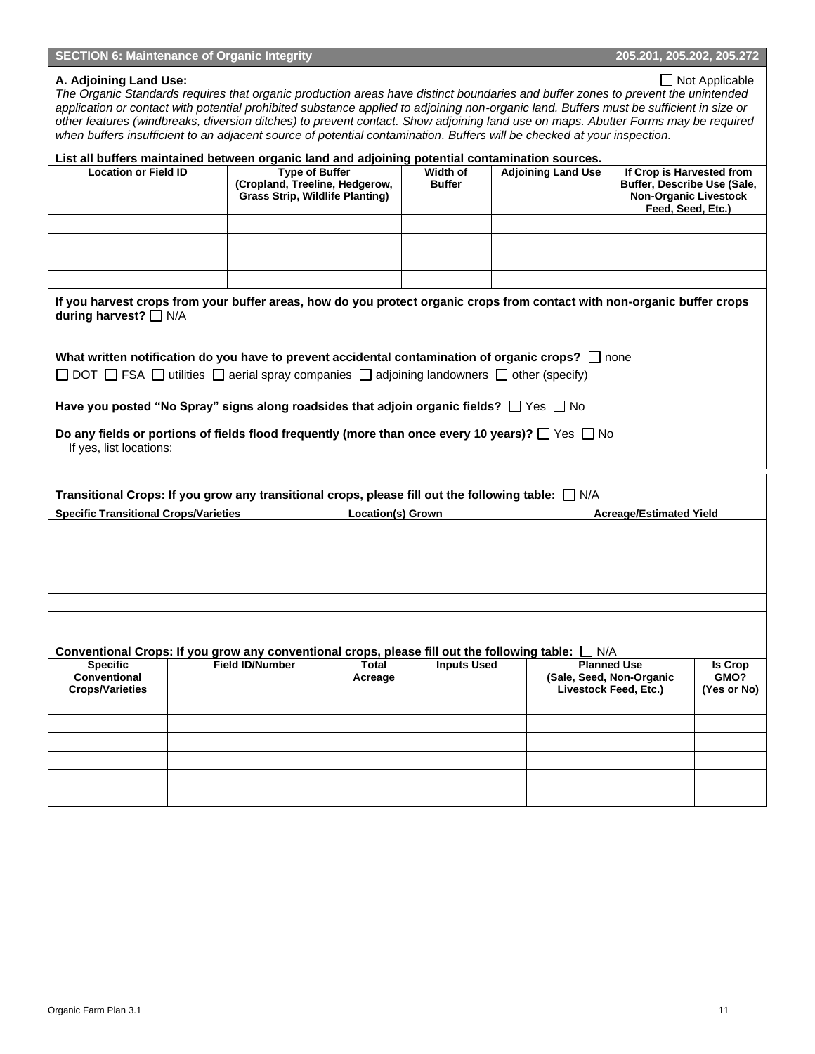## SECTION 6: Maintenance of Organic Integrity — 205.201, 205.202, 205.272

**A. Adjoining Land Use:** ☐ Not Applicable

*The Organic Standards requires that organic production areas have distinct boundaries and buffer zones to prevent the unintended application or contact with potential prohibited substance applied to adjoining non-organic land. Buffers must be sufficient in size or other features (windbreaks, diversion ditches) to prevent contact. Show adjoining land use on maps. Abutter Forms may be required when buffers insufficient to an adjacent source of potential contamination. Buffers will be checked at your inspection.*

**List all buffers maintained between organic land and adjoining potential contamination sources.**

| Location or Field ID | Type of Buffer (Cropland, Treeline, Hedgerow, Grass Strip, Wildlife Planting) | Width of Buffer | Adjoining Land Use | If Crop is Harvested from Buffer, Describe Use (Sale, Non-Organic Livestock Feed, Seed, Etc.) |
|---|---|---|---|---|
| | | | | |
| | | | | |
| | | | | |
| | | | | |

**If you harvest crops from your buffer areas, how do you protect organic crops from contact with non-organic buffer crops during harvest?** ☐ N/A

**What written notification do you have to prevent accidental contamination of organic crops?** ☐ none

☐ DOT ☐ FSA ☐ utilities ☐ aerial spray companies ☐ adjoining landowners ☐ other (specify)

**Have you posted "No Spray" signs along roadsides that adjoin organic fields?** ☐ Yes ☐ No

**Do any fields or portions of fields flood frequently (more than once every 10 years)?** ☐ Yes ☐ No

If yes, list locations:

**Transitional Crops: If you grow any transitional crops, please fill out the following table:** ☐ N/A

| Specific Transitional Crops/Varieties | Location(s) Grown | Acreage/Estimated Yield |
|---|---|---|
| | | |
| | | |
| | | |
| | | |
| | | |
| | | |

**Conventional Crops: If you grow any conventional crops, please fill out the following table:** ☐ N/A

| Specific Conventional Crops/Varieties | Field ID/Number | Total Acreage | Inputs Used | Planned Use (Sale, Seed, Non-Organic Livestock Feed, Etc.) | Is Crop GMO? (Yes or No) |
|---|---|---|---|---|---|
| | | | | | |
| | | | | | |
| | | | | | |
| | | | | | |
| | | | | | |
| | | | | | |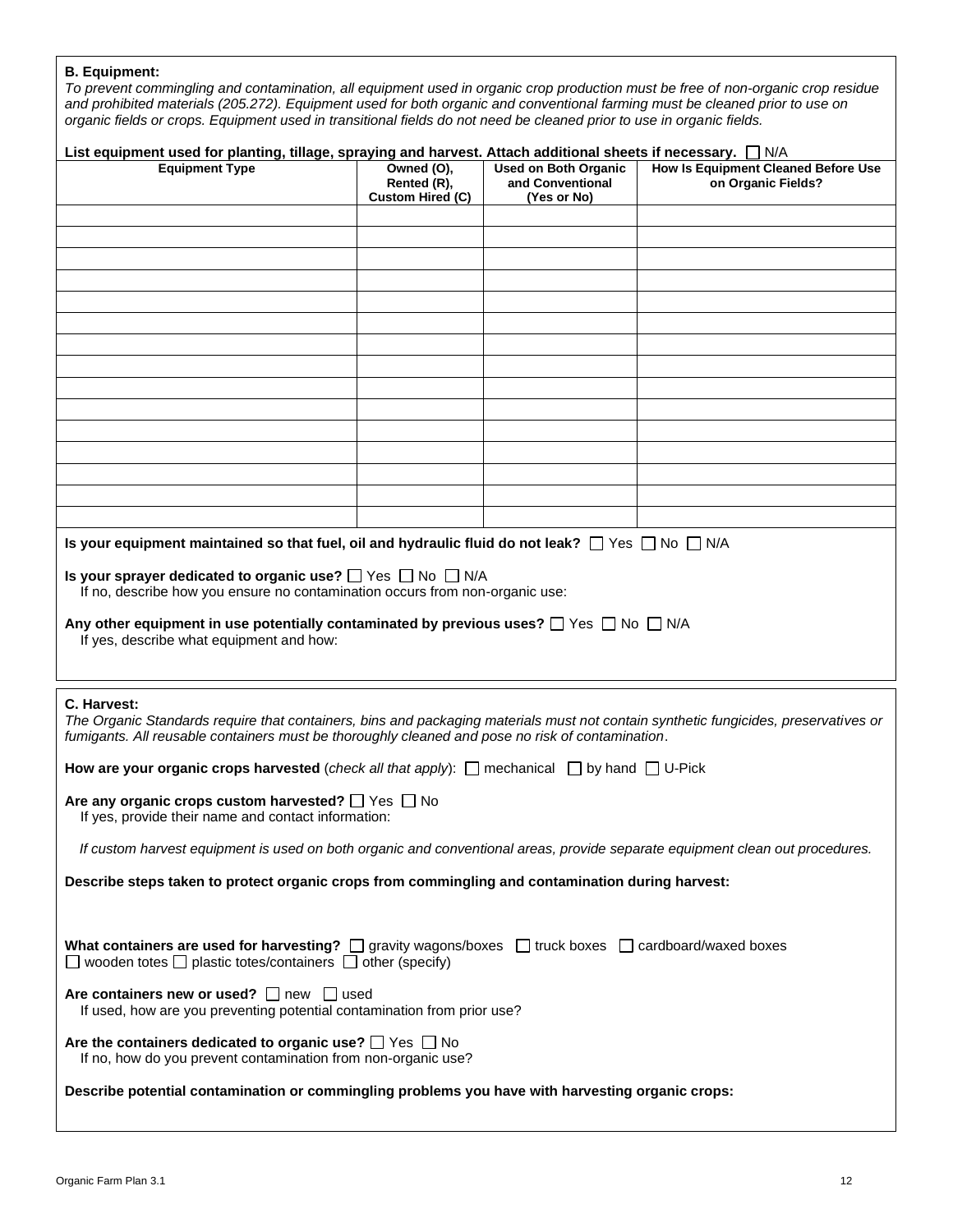### B. Equipment:

*To prevent commingling and contamination, all equipment used in organic crop production must be free of non-organic crop residue and prohibited materials (205.272). Equipment used for both organic and conventional farming must be cleaned prior to use on organic fields or crops. Equipment used in transitional fields do not need be cleaned prior to use in organic fields.*

**List equipment used for planting, tillage, spraying and harvest. Attach additional sheets if necessary.** ☐ N/A

| Equipment Type | Owned (O), Rented (R), Custom Hired (C) | Used on Both Organic and Conventional (Yes or No) | How Is Equipment Cleaned Before Use on Organic Fields? |
|---|---|---|---|
| | | | |
| | | | |
| | | | |
| | | | |
| | | | |
| | | | |
| | | | |
| | | | |
| | | | |
| | | | |
| | | | |
| | | | |
| | | | |
| | | | |
| | | | |

**Is your equipment maintained so that fuel, oil and hydraulic fluid do not leak?** ☐ Yes ☐ No ☐ N/A

**Is your sprayer dedicated to organic use?** ☐ Yes ☐ No ☐ N/A
If no, describe how you ensure no contamination occurs from non-organic use:

**Any other equipment in use potentially contaminated by previous uses?** ☐ Yes ☐ No ☐ N/A
If yes, describe what equipment and how:

### C. Harvest:

*The Organic Standards require that containers, bins and packaging materials must not contain synthetic fungicides, preservatives or fumigants. All reusable containers must be thoroughly cleaned and pose no risk of contamination.*

**How are your organic crops harvested** (*check all that apply*): ☐ mechanical ☐ by hand ☐ U-Pick

**Are any organic crops custom harvested?** ☐ Yes ☐ No
If yes, provide their name and contact information:

*If custom harvest equipment is used on both organic and conventional areas, provide separate equipment clean out procedures.*

**Describe steps taken to protect organic crops from commingling and contamination during harvest:**

**What containers are used for harvesting?** ☐ gravity wagons/boxes ☐ truck boxes ☐ cardboard/waxed boxes ☐ wooden totes ☐ plastic totes/containers ☐ other (specify)

**Are containers new or used?** ☐ new ☐ used
If used, how are you preventing potential contamination from prior use?

**Are the containers dedicated to organic use?** ☐ Yes ☐ No
If no, how do you prevent contamination from non-organic use?

**Describe potential contamination or commingling problems you have with harvesting organic crops:**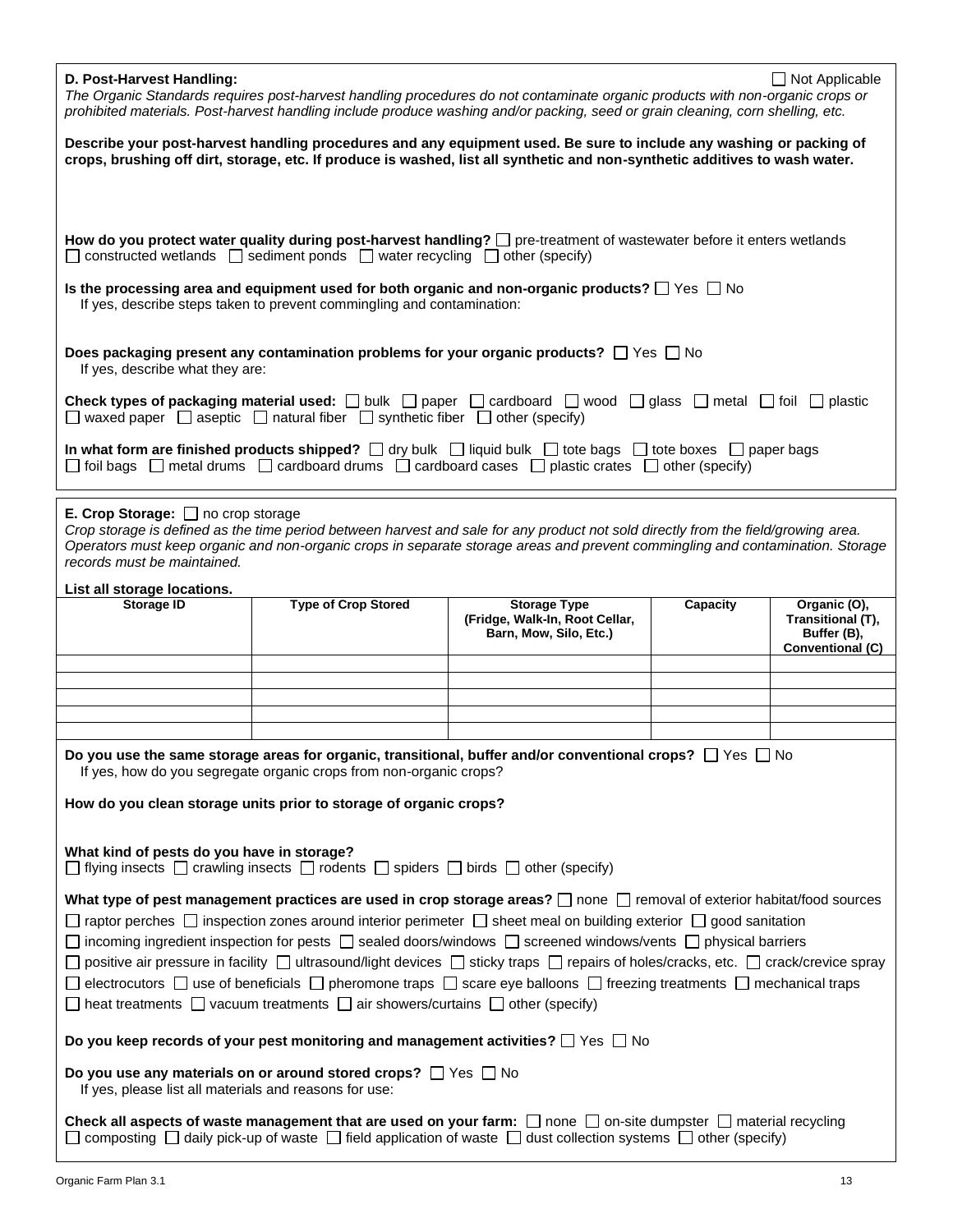**D. Post-Harvest Handling:** ☐ Not Applicable

*The Organic Standards requires post-harvest handling procedures do not contaminate organic products with non-organic crops or prohibited materials. Post-harvest handling include produce washing and/or packing, seed or grain cleaning, corn shelling, etc.*

**Describe your post-harvest handling procedures and any equipment used. Be sure to include any washing or packing of crops, brushing off dirt, storage, etc. If produce is washed, list all synthetic and non-synthetic additives to wash water.**

**How do you protect water quality during post-harvest handling?** ☐ pre-treatment of wastewater before it enters wetlands ☐ constructed wetlands ☐ sediment ponds ☐ water recycling ☐ other (specify)

**Is the processing area and equipment used for both organic and non-organic products?** ☐ Yes ☐ No
If yes, describe steps taken to prevent commingling and contamination:

**Does packaging present any contamination problems for your organic products?** ☐ Yes ☐ No
If yes, describe what they are:

**Check types of packaging material used:** ☐ bulk ☐ paper ☐ cardboard ☐ wood ☐ glass ☐ metal ☐ foil ☐ plastic ☐ waxed paper ☐ aseptic ☐ natural fiber ☐ synthetic fiber ☐ other (specify)

**In what form are finished products shipped?** ☐ dry bulk ☐ liquid bulk ☐ tote bags ☐ tote boxes ☐ paper bags ☐ foil bags ☐ metal drums ☐ cardboard drums ☐ cardboard cases ☐ plastic crates ☐ other (specify)

**E. Crop Storage:** ☐ no crop storage

*Crop storage is defined as the time period between harvest and sale for any product not sold directly from the field/growing area. Operators must keep organic and non-organic crops in separate storage areas and prevent commingling and contamination. Storage records must be maintained.*

**List all storage locations.**

| Storage ID | Type of Crop Stored | Storage Type (Fridge, Walk-In, Root Cellar, Barn, Mow, Silo, Etc.) | Capacity | Organic (O), Transitional (T), Buffer (B), Conventional (C) |
|---|---|---|---|---|
| | | | | |
| | | | | |
| | | | | |
| | | | | |
| | | | | |

**Do you use the same storage areas for organic, transitional, buffer and/or conventional crops?** ☐ Yes ☐ No
If yes, how do you segregate organic crops from non-organic crops?

**How do you clean storage units prior to storage of organic crops?**

**What kind of pests do you have in storage?**
☐ flying insects ☐ crawling insects ☐ rodents ☐ spiders ☐ birds ☐ other (specify)

**What type of pest management practices are used in crop storage areas?** ☐ none ☐ removal of exterior habitat/food sources ☐ raptor perches ☐ inspection zones around interior perimeter ☐ sheet meal on building exterior ☐ good sanitation ☐ incoming ingredient inspection for pests ☐ sealed doors/windows ☐ screened windows/vents ☐ physical barriers ☐ positive air pressure in facility ☐ ultrasound/light devices ☐ sticky traps ☐ repairs of holes/cracks, etc. ☐ crack/crevice spray ☐ electrocutors ☐ use of beneficials ☐ pheromone traps ☐ scare eye balloons ☐ freezing treatments ☐ mechanical traps ☐ heat treatments ☐ vacuum treatments ☐ air showers/curtains ☐ other (specify)

**Do you keep records of your pest monitoring and management activities?** ☐ Yes ☐ No

**Do you use any materials on or around stored crops?** ☐ Yes ☐ No
If yes, please list all materials and reasons for use:

**Check all aspects of waste management that are used on your farm:** ☐ none ☐ on-site dumpster ☐ material recycling ☐ composting ☐ daily pick-up of waste ☐ field application of waste ☐ dust collection systems ☐ other (specify)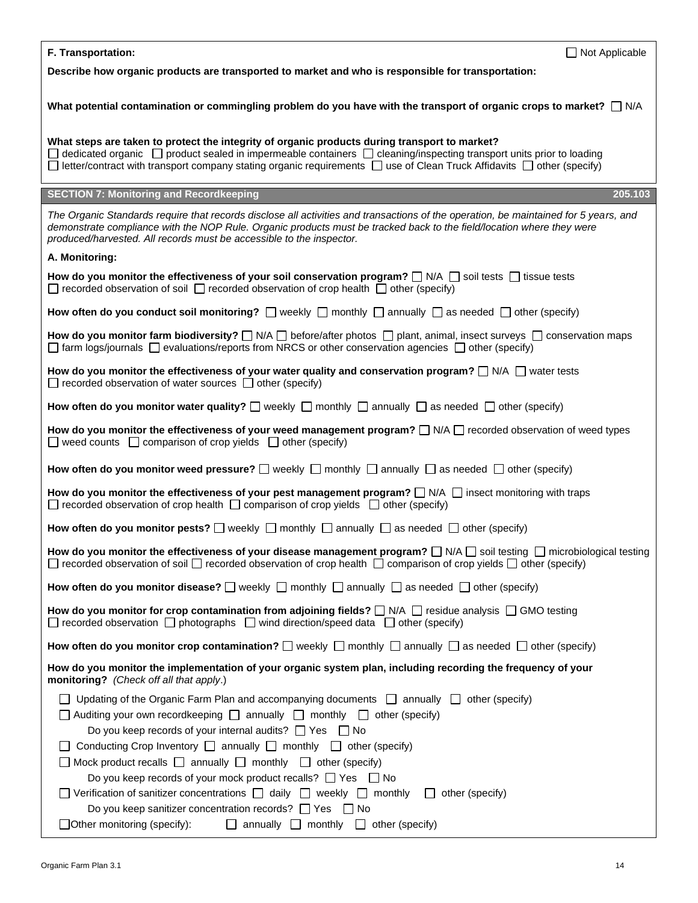**F. Transportation:** ☐ Not Applicable

**Describe how organic products are transported to market and who is responsible for transportation:**

**What potential contamination or commingling problem do you have with the transport of organic crops to market?** ☐ N/A

**What steps are taken to protect the integrity of organic products during transport to market?**
☐ dedicated organic ☐ product sealed in impermeable containers ☐ cleaning/inspecting transport units prior to loading
☐ letter/contract with transport company stating organic requirements ☐ use of Clean Truck Affidavits ☐ other (specify)

## SECTION 7: Monitoring and Recordkeeping — 205.103

*The Organic Standards require that records disclose all activities and transactions of the operation, be maintained for 5 years, and demonstrate compliance with the NOP Rule. Organic products must be tracked back to the field/location where they were produced/harvested. All records must be accessible to the inspector.*

**A. Monitoring:**

**How do you monitor the effectiveness of your soil conservation program?** ☐ N/A ☐ soil tests ☐ tissue tests
☐ recorded observation of soil ☐ recorded observation of crop health ☐ other (specify)

**How often do you conduct soil monitoring?** ☐ weekly ☐ monthly ☐ annually ☐ as needed ☐ other (specify)

**How do you monitor farm biodiversity?** ☐ N/A ☐ before/after photos ☐ plant, animal, insect surveys ☐ conservation maps
☐ farm logs/journals ☐ evaluations/reports from NRCS or other conservation agencies ☐ other (specify)

**How do you monitor the effectiveness of your water quality and conservation program?** ☐ N/A ☐ water tests
☐ recorded observation of water sources ☐ other (specify)

**How often do you monitor water quality?** ☐ weekly ☐ monthly ☐ annually ☐ as needed ☐ other (specify)

**How do you monitor the effectiveness of your weed management program?** ☐ N/A ☐ recorded observation of weed types
☐ weed counts ☐ comparison of crop yields ☐ other (specify)

**How often do you monitor weed pressure?** ☐ weekly ☐ monthly ☐ annually ☐ as needed ☐ other (specify)

**How do you monitor the effectiveness of your pest management program?** ☐ N/A ☐ insect monitoring with traps
☐ recorded observation of crop health ☐ comparison of crop yields ☐ other (specify)

**How often do you monitor pests?** ☐ weekly ☐ monthly ☐ annually ☐ as needed ☐ other (specify)

**How do you monitor the effectiveness of your disease management program?** ☐ N/A ☐ soil testing ☐ microbiological testing
☐ recorded observation of soil ☐ recorded observation of crop health ☐ comparison of crop yields ☐ other (specify)

**How often do you monitor disease?** ☐ weekly ☐ monthly ☐ annually ☐ as needed ☐ other (specify)

**How do you monitor for crop contamination from adjoining fields?** ☐ N/A ☐ residue analysis ☐ GMO testing
☐ recorded observation ☐ photographs ☐ wind direction/speed data ☐ other (specify)

**How often do you monitor crop contamination?** ☐ weekly ☐ monthly ☐ annually ☐ as needed ☐ other (specify)

**How do you monitor the implementation of your organic system plan, including recording the frequency of your monitoring?** *(Check off all that apply.)*

☐ Updating of the Organic Farm Plan and accompanying documents ☐ annually ☐ other (specify)
☐ Auditing your own recordkeeping ☐ annually ☐ monthly ☐ other (specify)
 Do you keep records of your internal audits? ☐ Yes ☐ No
☐ Conducting Crop Inventory ☐ annually ☐ monthly ☐ other (specify)
☐ Mock product recalls ☐ annually ☐ monthly ☐ other (specify)
 Do you keep records of your mock product recalls? ☐ Yes ☐ No
☐ Verification of sanitizer concentrations ☐ daily ☐ weekly ☐ monthly ☐ other (specify)
 Do you keep sanitizer concentration records? ☐ Yes ☐ No
☐ Other monitoring (specify): ☐ annually ☐ monthly ☐ other (specify)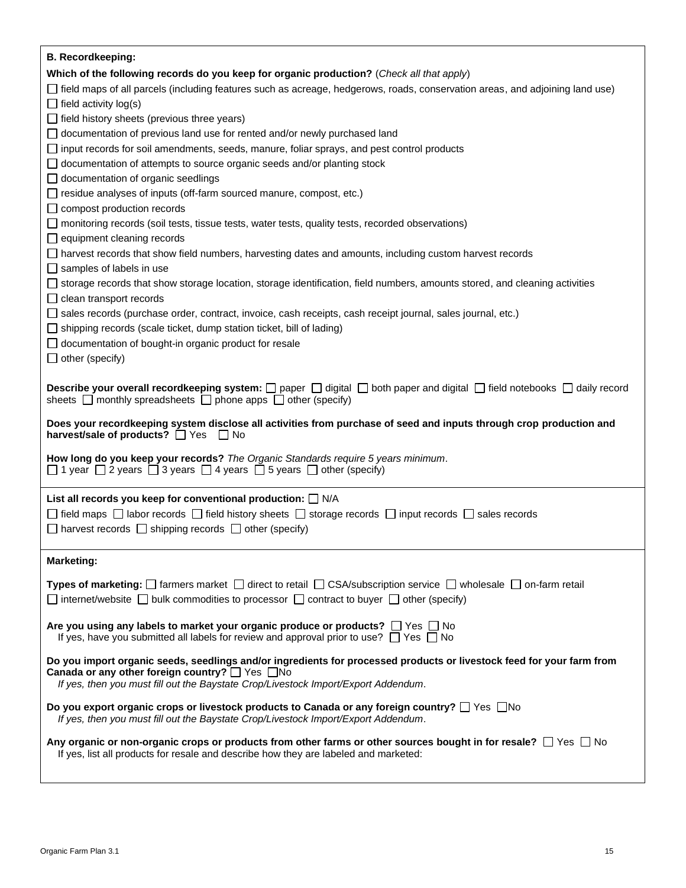## B. Recordkeeping:

**Which of the following records do you keep for organic production?** (*Check all that apply*)

- ☐ field maps of all parcels (including features such as acreage, hedgerows, roads, conservation areas, and adjoining land use)
- ☐ field activity log(s)
- ☐ field history sheets (previous three years)
- ☐ documentation of previous land use for rented and/or newly purchased land
- ☐ input records for soil amendments, seeds, manure, foliar sprays, and pest control products
- ☐ documentation of attempts to source organic seeds and/or planting stock
- ☐ documentation of organic seedlings
- ☐ residue analyses of inputs (off-farm sourced manure, compost, etc.)
- ☐ compost production records
- ☐ monitoring records (soil tests, tissue tests, water tests, quality tests, recorded observations)
- ☐ equipment cleaning records
- ☐ harvest records that show field numbers, harvesting dates and amounts, including custom harvest records
- ☐ samples of labels in use
- ☐ storage records that show storage location, storage identification, field numbers, amounts stored, and cleaning activities
- ☐ clean transport records
- ☐ sales records (purchase order, contract, invoice, cash receipts, cash receipt journal, sales journal, etc.)
- ☐ shipping records (scale ticket, dump station ticket, bill of lading)
- ☐ documentation of bought-in organic product for resale
- ☐ other (specify)

**Describe your overall recordkeeping system:** ☐ paper ☐ digital ☐ both paper and digital ☐ field notebooks ☐ daily record sheets ☐ monthly spreadsheets ☐ phone apps ☐ other (specify)

**Does your recordkeeping system disclose all activities from purchase of seed and inputs through crop production and harvest/sale of products?** ☐ Yes ☐ No

**How long do you keep your records?** *The Organic Standards require 5 years minimum*.
☐ 1 year ☐ 2 years ☐ 3 years ☐ 4 years ☐ 5 years ☐ other (specify)

**List all records you keep for conventional production:** ☐ N/A

☐ field maps ☐ labor records ☐ field history sheets ☐ storage records ☐ input records ☐ sales records
☐ harvest records ☐ shipping records ☐ other (specify)

## Marketing:

**Types of marketing:** ☐ farmers market ☐ direct to retail ☐ CSA/subscription service ☐ wholesale ☐ on-farm retail
☐ internet/website ☐ bulk commodities to processor ☐ contract to buyer ☐ other (specify)

**Are you using any labels to market your organic produce or products?** ☐ Yes ☐ No
If yes, have you submitted all labels for review and approval prior to use? ☐ Yes ☐ No

**Do you import organic seeds, seedlings and/or ingredients for processed products or livestock feed for your farm from Canada or any other foreign country?** ☐ Yes ☐ No
*If yes, then you must fill out the Baystate Crop/Livestock Import/Export Addendum*.

**Do you export organic crops or livestock products to Canada or any foreign country?** ☐ Yes ☐ No
*If yes, then you must fill out the Baystate Crop/Livestock Import/Export Addendum*.

**Any organic or non-organic crops or products from other farms or other sources bought in for resale?** ☐ Yes ☐ No
If yes, list all products for resale and describe how they are labeled and marketed: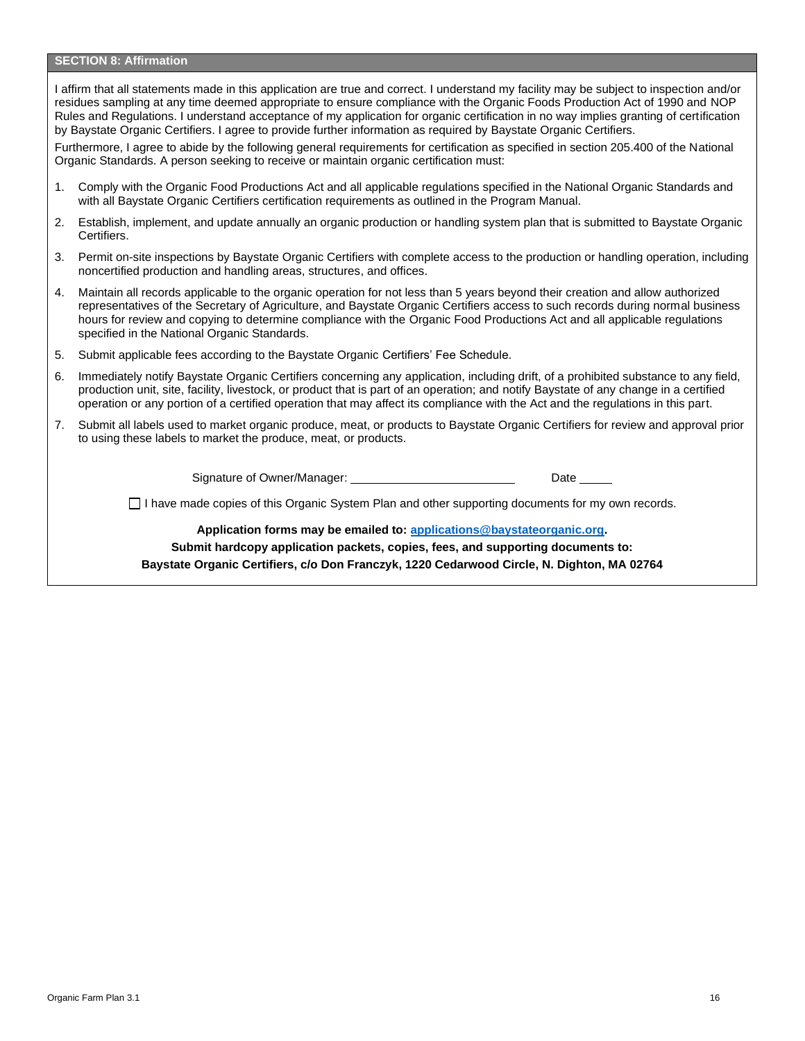## SECTION 8: Affirmation

I affirm that all statements made in this application are true and correct. I understand my facility may be subject to inspection and/or residues sampling at any time deemed appropriate to ensure compliance with the Organic Foods Production Act of 1990 and NOP Rules and Regulations. I understand acceptance of my application for organic certification in no way implies granting of certification by Baystate Organic Certifiers. I agree to provide further information as required by Baystate Organic Certifiers.

Furthermore, I agree to abide by the following general requirements for certification as specified in section 205.400 of the National Organic Standards. A person seeking to receive or maintain organic certification must:

1. Comply with the Organic Food Productions Act and all applicable regulations specified in the National Organic Standards and with all Baystate Organic Certifiers certification requirements as outlined in the Program Manual.
2. Establish, implement, and update annually an organic production or handling system plan that is submitted to Baystate Organic Certifiers.
3. Permit on-site inspections by Baystate Organic Certifiers with complete access to the production or handling operation, including noncertified production and handling areas, structures, and offices.
4. Maintain all records applicable to the organic operation for not less than 5 years beyond their creation and allow authorized representatives of the Secretary of Agriculture, and Baystate Organic Certifiers access to such records during normal business hours for review and copying to determine compliance with the Organic Food Productions Act and all applicable regulations specified in the National Organic Standards.
5. Submit applicable fees according to the Baystate Organic Certifiers' Fee Schedule.
6. Immediately notify Baystate Organic Certifiers concerning any application, including drift, of a prohibited substance to any field, production unit, site, facility, livestock, or product that is part of an operation; and notify Baystate of any change in a certified operation or any portion of a certified operation that may affect its compliance with the Act and the regulations in this part.
7. Submit all labels used to market organic produce, meat, or products to Baystate Organic Certifiers for review and approval prior to using these labels to market the produce, meat, or products.

Signature of Owner/Manager: ________________________ Date _____

☐ I have made copies of this Organic System Plan and other supporting documents for my own records.

**Application forms may be emailed to: applications@baystateorganic.org.**

**Submit hardcopy application packets, copies, fees, and supporting documents to:**

**Baystate Organic Certifiers, c/o Don Franczyk, 1220 Cedarwood Circle, N. Dighton, MA 02764**